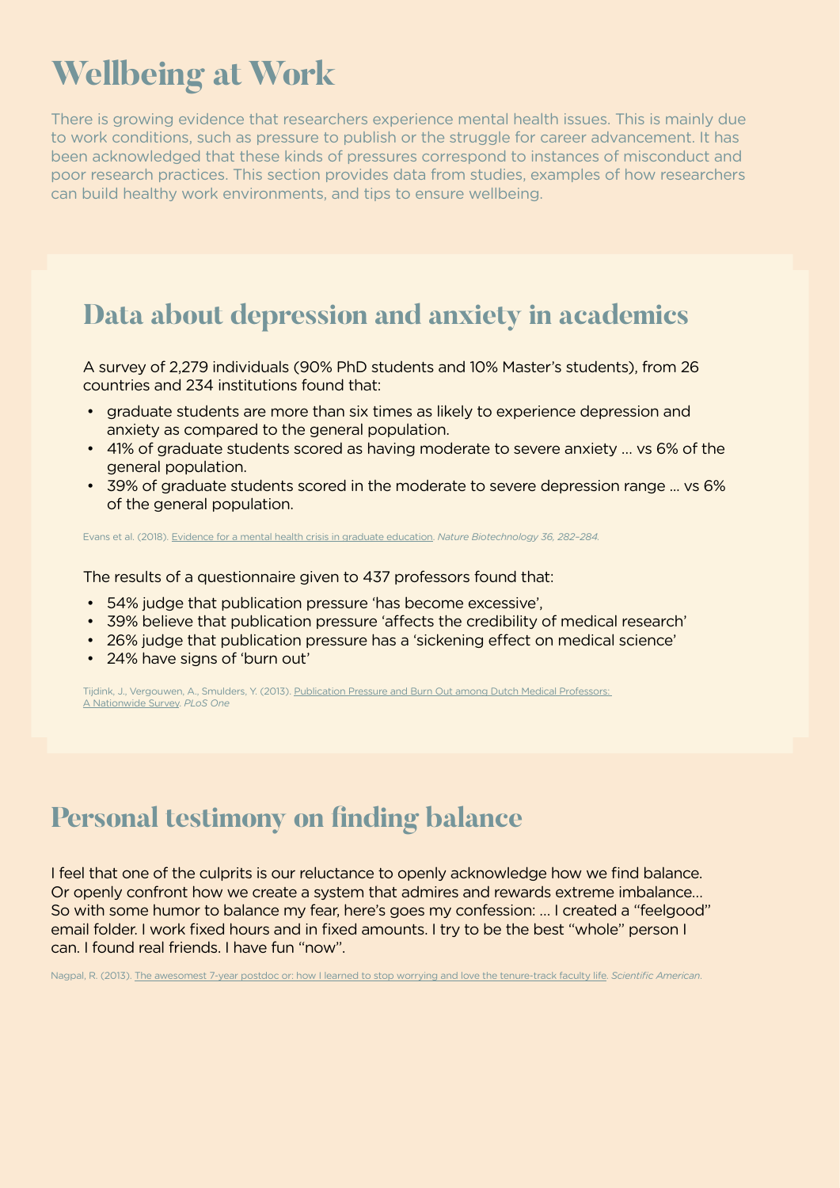# Wellbeing at Work

There is growing evidence that researchers experience mental health issues. This is mainly due to work conditions, such as pressure to publish or the struggle for career advancement. It has been acknowledged that these kinds of pressures correspond to instances of misconduct and poor research practices. This section provides data from studies, examples of how researchers can build healthy work environments, and tips to ensure wellbeing.

## Data about depression and anxiety in academics

A survey of 2,279 individuals (90% PhD students and 10% Master's students), from 26 countries and 234 institutions found that:

- graduate students are more than six times as likely to experience depression and anxiety as compared to the general population.
- 41% of graduate students scored as having moderate to severe anxiety … vs 6% of the general population.
- 39% of graduate students scored in the moderate to severe depression range … vs 6% of the general population.

Evans et al. (2018). Evidence for a mental health crisis in graduate education. *Nature Biotechnology 36, 282–284.*

The results of a questionnaire given to 437 professors found that:

- 54% judge that publication pressure 'has become excessive',
- 39% believe that publication pressure 'affects the credibility of medical research'
- 26% judge that publication pressure has a 'sickening effect on medical science'
- 24% have signs of 'burn out'

Tijdink, J., Vergouwen, A., Smulders, Y. (2013). Publication Pressure and Burn Out among Dutch Medical Professors: A Nationwide Survey. *PLoS One*

## Personal testimony on finding balance

I feel that one of the culprits is our reluctance to openly acknowledge how we find balance. Or openly confront how we create a system that admires and rewards extreme imbalance… So with some humor to balance my fear, here's goes my confession: … I created a "feelgood" email folder. I work fixed hours and in fixed amounts. I try to be the best "whole" person I can. I found real friends. I have fun "now".

Nagpal, R. (2013). The awesomest 7-year postdoc or: how I learned to stop worrying and love the tenure-track faculty life. *Scientific American.*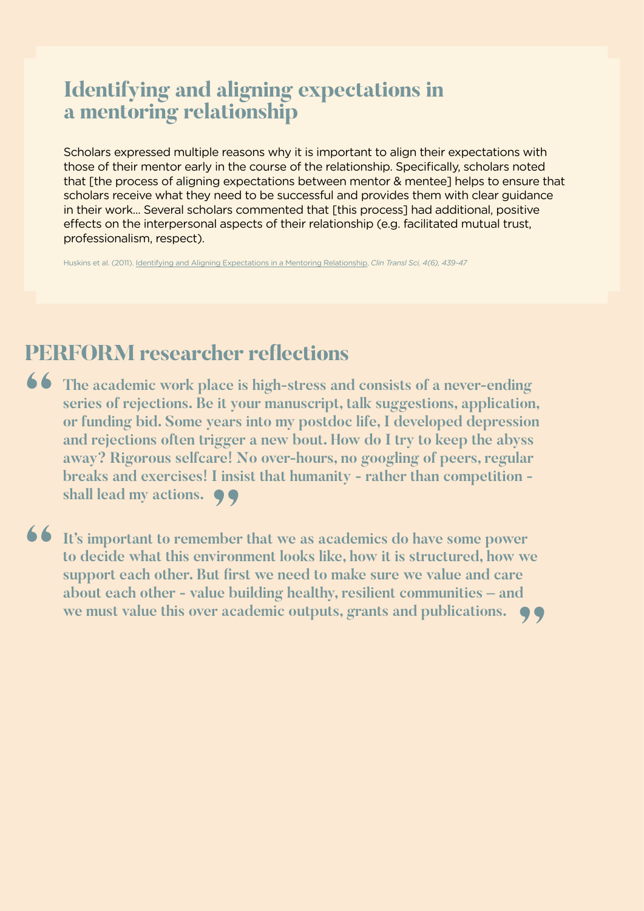## Identifying and aligning expectations in a mentoring relationship

Scholars expressed multiple reasons why it is important to align their expectations with those of their mentor early in the course of the relationship. Specifically, scholars noted that [the process of aligning expectations between mentor & mentee] helps to ensure that scholars receive what they need to be successful and provides them with clear guidance in their work… Several scholars commented that [this process] had additional, positive effects on the interpersonal aspects of their relationship (e.g. facilitated mutual trust, professionalism, respect).

Huskins et al. (2011). Identifying and Aligning Expectations in a Mentoring Relationship, *Clin Transl Sci, 4(6), 439-47*

## PERFORM researcher reflections

> **The academic work place is high-stress and consists of a never-ending series of rejections. Be it your manuscript, talk suggestions, application, or funding bid. Some years into my postdoc life, I developed depression and rejections often trigger a new bout. How do I try to keep the abyss away? Rigorous selfcare! No over-hours, no googling of peers, regular breaks and exercises! I insist that humanity - rather than competition - shall lead my actions.**

> **It's important to remember that we as academics do have some power to decide what this environment looks like, how it is structured, how we support each other. But first we need to make sure we value and care about each other - value building healthy, resilient communities – and we must value this over academic outputs, grants and publications.**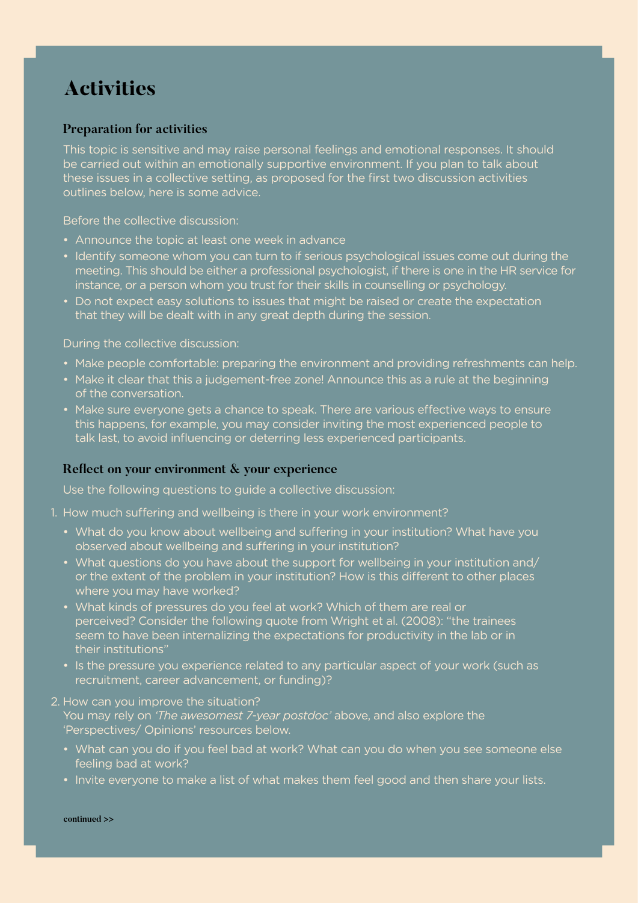# Activities

## Preparation for activities

This topic is sensitive and may raise personal feelings and emotional responses. It should be carried out within an emotionally supportive environment. If you plan to talk about these issues in a collective setting, as proposed for the first two discussion activities outlines below, here is some advice.

Before the collective discussion:

- Announce the topic at least one week in advance
- Identify someone whom you can turn to if serious psychological issues come out during the meeting. This should be either a professional psychologist, if there is one in the HR service for instance, or a person whom you trust for their skills in counselling or psychology.
- Do not expect easy solutions to issues that might be raised or create the expectation that they will be dealt with in any great depth during the session.

During the collective discussion:

- Make people comfortable: preparing the environment and providing refreshments can help.
- Make it clear that this a judgement-free zone! Announce this as a rule at the beginning of the conversation.
- Make sure everyone gets a chance to speak. There are various effective ways to ensure this happens, for example, you may consider inviting the most experienced people to talk last, to avoid influencing or deterring less experienced participants.

## Reflect on your environment & your experience

Use the following questions to guide a collective discussion:

1. How much suffering and wellbeing is there in your work environment?
   - What do you know about wellbeing and suffering in your institution? What have you observed about wellbeing and suffering in your institution?
   - What questions do you have about the support for wellbeing in your institution and/ or the extent of the problem in your institution? How is this different to other places where you may have worked?
   - What kinds of pressures do you feel at work? Which of them are real or perceived? Consider the following quote from Wright et al. (2008): "the trainees seem to have been internalizing the expectations for productivity in the lab or in their institutions"
   - Is the pressure you experience related to any particular aspect of your work (such as recruitment, career advancement, or funding)?
2. How can you improve the situation?
   You may rely on *'The awesomest 7-year postdoc'* above, and also explore the 'Perspectives/ Opinions' resources below.
   - What can you do if you feel bad at work? What can you do when you see someone else feeling bad at work?
   - Invite everyone to make a list of what makes them feel good and then share your lists.

**continued >>**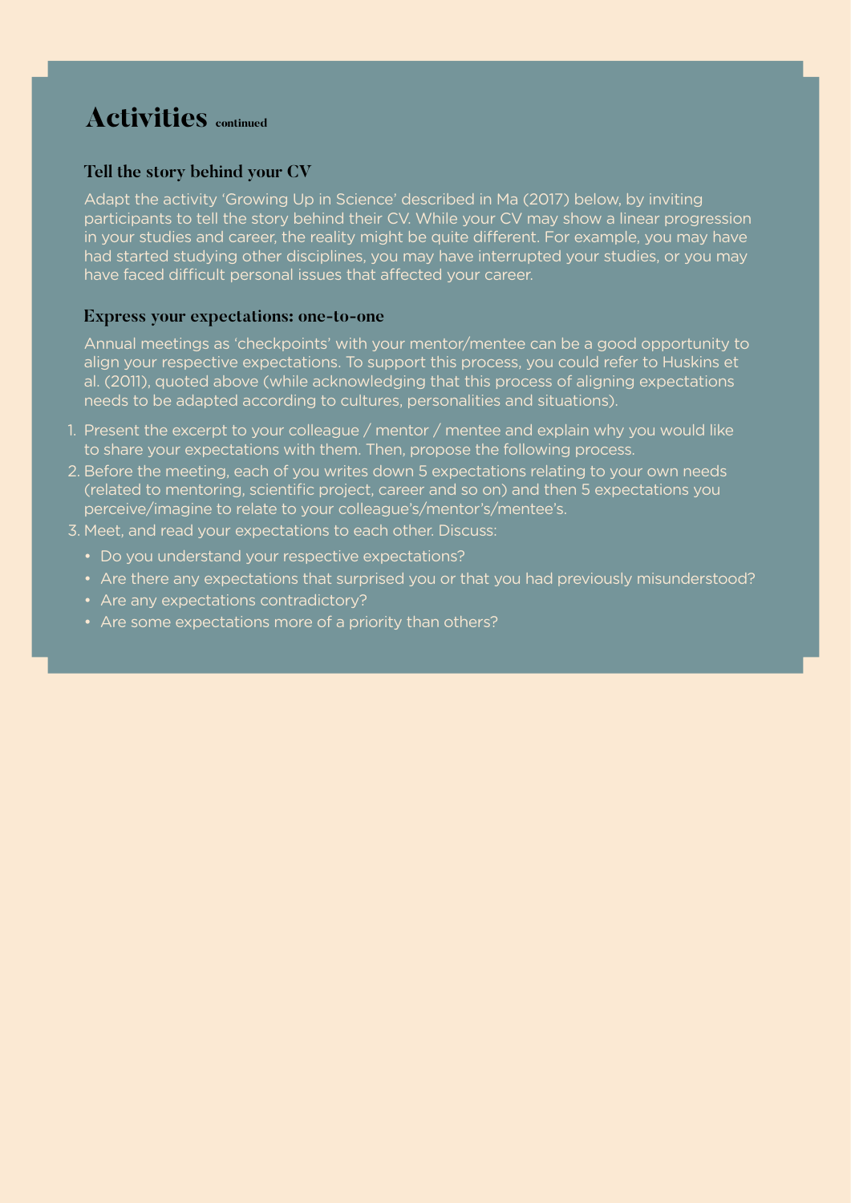# Activities continued

### Tell the story behind your CV

Adapt the activity 'Growing Up in Science' described in Ma (2017) below, by inviting participants to tell the story behind their CV. While your CV may show a linear progression in your studies and career, the reality might be quite different. For example, you may have had started studying other disciplines, you may have interrupted your studies, or you may have faced difficult personal issues that affected your career.

### Express your expectations: one-to-one

Annual meetings as 'checkpoints' with your mentor/mentee can be a good opportunity to align your respective expectations. To support this process, you could refer to Huskins et al. (2011), quoted above (while acknowledging that this process of aligning expectations needs to be adapted according to cultures, personalities and situations).

1. Present the excerpt to your colleague / mentor / mentee and explain why you would like to share your expectations with them. Then, propose the following process.
2. Before the meeting, each of you writes down 5 expectations relating to your own needs (related to mentoring, scientific project, career and so on) and then 5 expectations you perceive/imagine to relate to your colleague's/mentor's/mentee's.
3. Meet, and read your expectations to each other. Discuss:
   - Do you understand your respective expectations?
   - Are there any expectations that surprised you or that you had previously misunderstood?
   - Are any expectations contradictory?
   - Are some expectations more of a priority than others?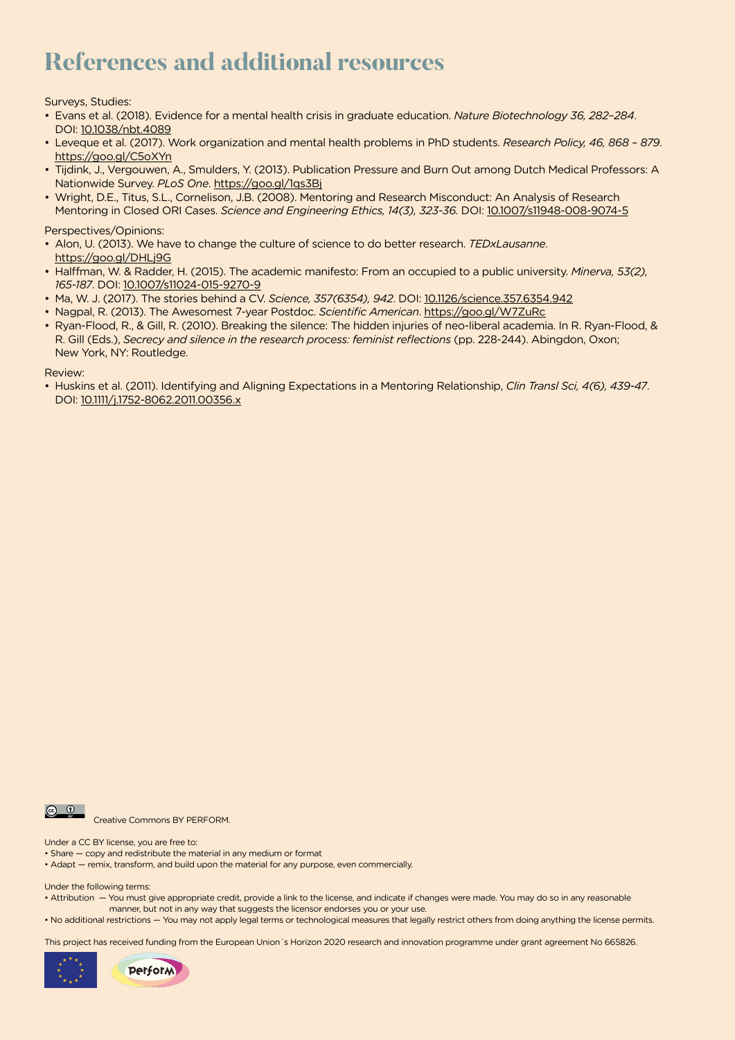# References and additional resources

Surveys, Studies:

- Evans et al. (2018). Evidence for a mental health crisis in graduate education. *Nature Biotechnology 36, 282–284*. DOI: 10.1038/nbt.4089
- Leveque et al. (2017). Work organization and mental health problems in PhD students. *Research Policy, 46, 868 – 879*. https://goo.gl/C5oXYn
- Tijdink, J., Vergouwen, A., Smulders, Y. (2013). Publication Pressure and Burn Out among Dutch Medical Professors: A Nationwide Survey. *PLoS One*. https://goo.gl/1qs3Bj
- Wright, D.E., Titus, S.L., Cornelison, J.B. (2008). Mentoring and Research Misconduct: An Analysis of Research Mentoring in Closed ORI Cases. *Science and Engineering Ethics, 14(3), 323-36.* DOI: 10.1007/s11948-008-9074-5

Perspectives/Opinions:

- Alon, U. (2013). We have to change the culture of science to do better research. *TEDxLausanne*. https://goo.gl/DHLj9G
- Halffman, W. & Radder, H. (2015). The academic manifesto: From an occupied to a public university. *Minerva, 53(2), 165-187*. DOI: 10.1007/s11024-015-9270-9
- Ma, W. J. (2017). The stories behind a CV. *Science, 357(6354), 942*. DOI: 10.1126/science.357.6354.942
- Nagpal, R. (2013). The Awesomest 7-year Postdoc. *Scientific American*. https://goo.gl/W7ZuRc
- Ryan-Flood, R., & Gill, R. (2010). Breaking the silence: The hidden injuries of neo-liberal academia. In R. Ryan-Flood, & R. Gill (Eds.), *Secrecy and silence in the research process: feminist reflections* (pp. 228-244). Abingdon, Oxon; New York, NY: Routledge.

Review:

- Huskins et al. (2011). Identifying and Aligning Expectations in a Mentoring Relationship, *Clin Transl Sci, 4(6), 439-47*. DOI: 10.1111/j.1752-8062.2011.00356.x

Creative Commons BY PERFORM.

Under a CC BY license, you are free to:

- Share — copy and redistribute the material in any medium or format
- Adapt — remix, transform, and build upon the material for any purpose, even commercially.

Under the following terms:

- Attribution — You must give appropriate credit, provide a link to the license, and indicate if changes were made. You may do so in any reasonable manner, but not in any way that suggests the licensor endorses you or your use.
- No additional restrictions — You may not apply legal terms or technological measures that legally restrict others from doing anything the license permits.

This project has received funding from the European Union´s Horizon 2020 research and innovation programme under grant agreement No 665826.

PerForM